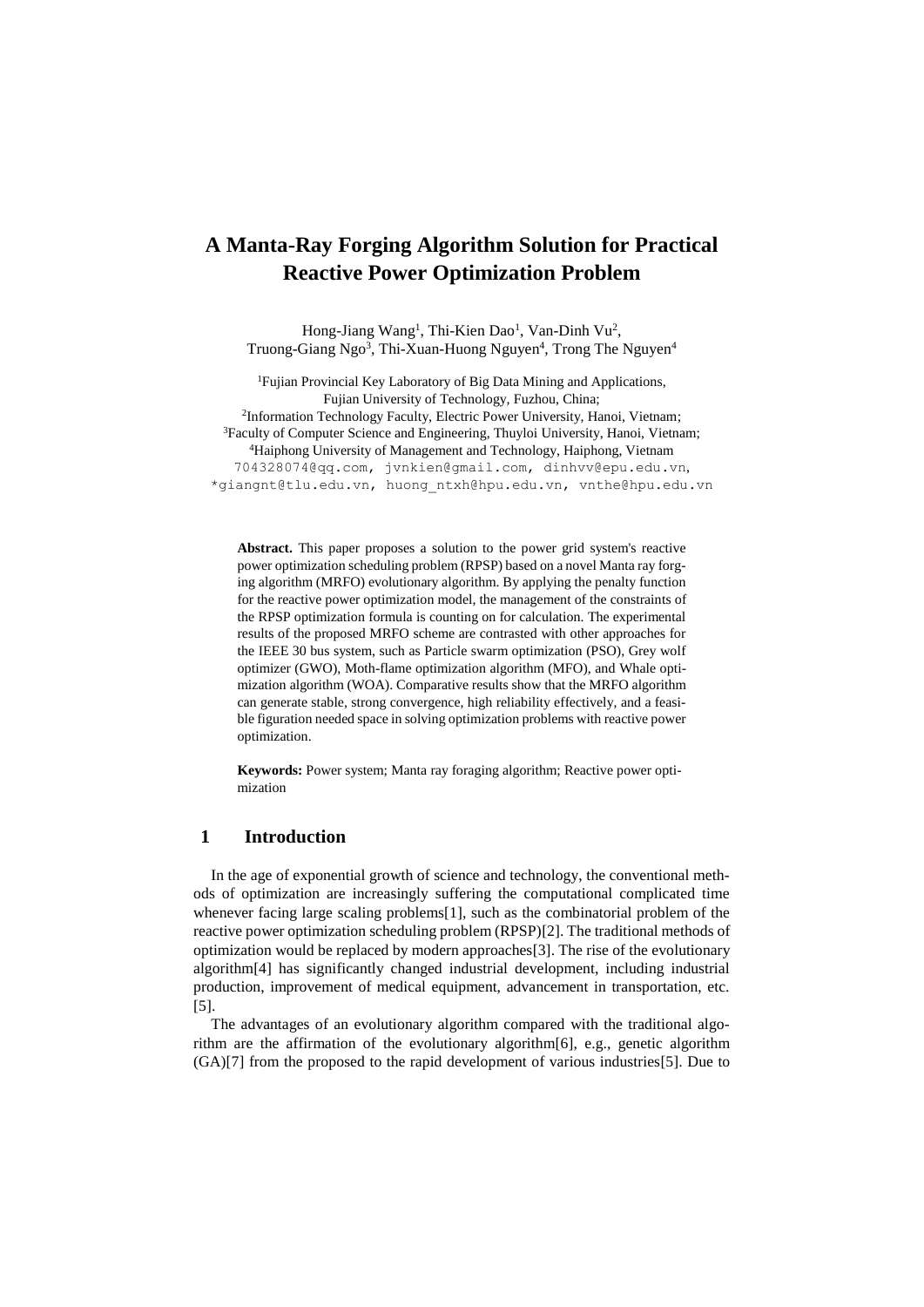# A Manta-Ray Forging Algorithm Solution for Practical Reactive Power Optimization Problem

Hong-Jiang Wang[1], Thi-Kien Dao[1], Van-Dinh Vu[2], Truong-Giang Ngo[3], Thi-Xuan-Huong Nguyen[4], Trong The Nguyen[4]

[1]Fujian Provincial Key Laboratory of Big Data Mining and Applications, Fujian University of Technology, Fuzhou, China;
[2]Information Technology Faculty, Electric Power University, Hanoi, Vietnam;
[3]Faculty of Computer Science and Engineering, Thuyloi University, Hanoi, Vietnam;
[4]Haiphong University of Management and Technology, Haiphong, Vietnam
704328074@qq.com, jvnkien@gmail.com, dinhvv@epu.edu.vn, *giangnt@tlu.edu.vn, huong_ntxh@hpu.edu.vn, vnthe@hpu.edu.vn

**Abstract.** This paper proposes a solution to the power grid system's reactive power optimization scheduling problem (RPSP) based on a novel Manta ray forging algorithm (MRFO) evolutionary algorithm. By applying the penalty function for the reactive power optimization model, the management of the constraints of the RPSP optimization formula is counting on for calculation. The experimental results of the proposed MRFO scheme are contrasted with other approaches for the IEEE 30 bus system, such as Particle swarm optimization (PSO), Grey wolf optimizer (GWO), Moth-flame optimization algorithm (MFO), and Whale optimization algorithm (WOA). Comparative results show that the MRFO algorithm can generate stable, strong convergence, high reliability effectively, and a feasible figuration needed space in solving optimization problems with reactive power optimization.

**Keywords:** Power system; Manta ray foraging algorithm; Reactive power optimization

## 1 Introduction

In the age of exponential growth of science and technology, the conventional methods of optimization are increasingly suffering the computational complicated time whenever facing large scaling problems[1], such as the combinatorial problem of the reactive power optimization scheduling problem (RPSP)[2]. The traditional methods of optimization would be replaced by modern approaches[3]. The rise of the evolutionary algorithm[4] has significantly changed industrial development, including industrial production, improvement of medical equipment, advancement in transportation, etc. [5].

The advantages of an evolutionary algorithm compared with the traditional algorithm are the affirmation of the evolutionary algorithm[6], e.g., genetic algorithm (GA)[7] from the proposed to the rapid development of various industries[5]. Due to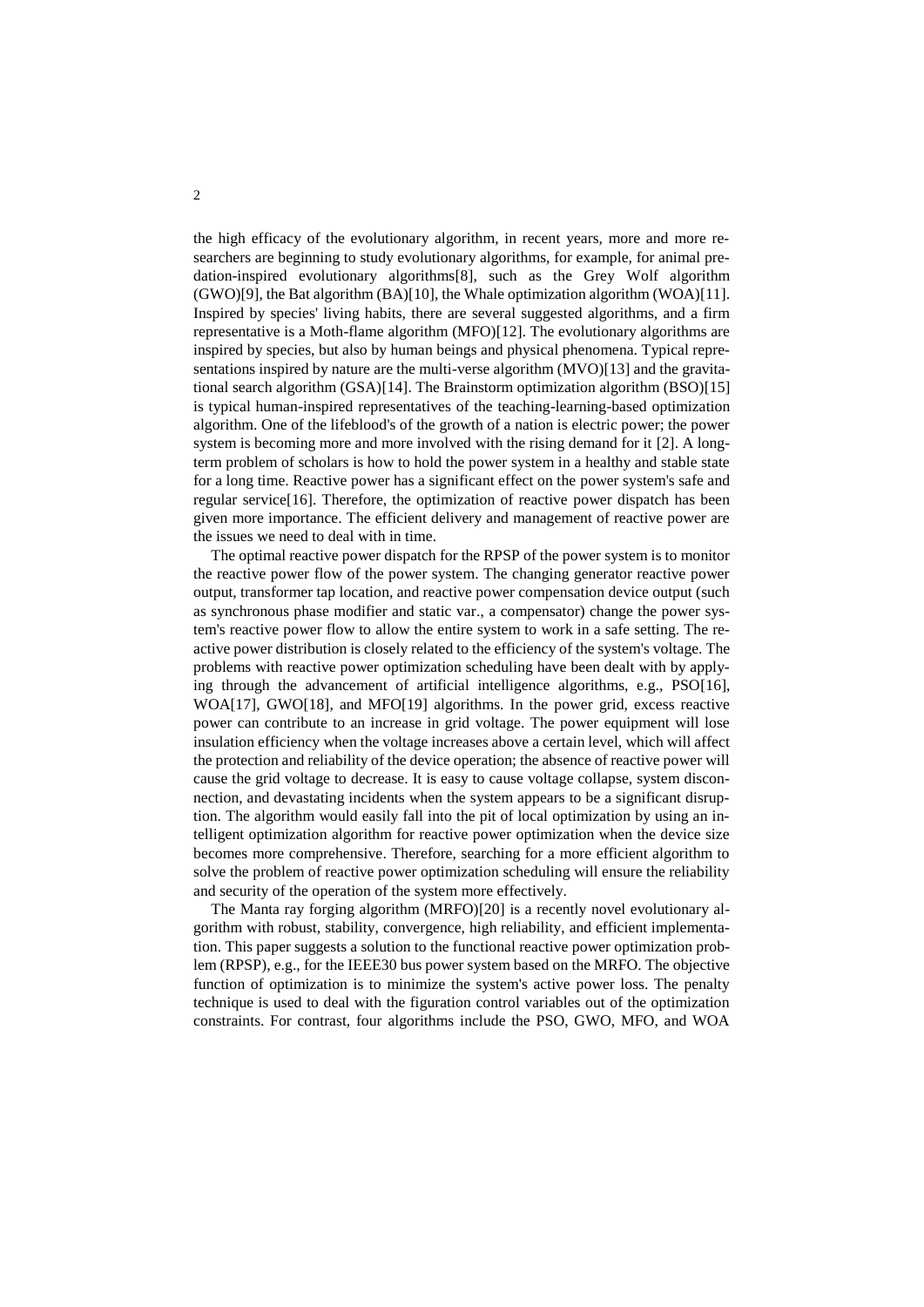the high efficacy of the evolutionary algorithm, in recent years, more and more researchers are beginning to study evolutionary algorithms, for example, for animal predation-inspired evolutionary algorithms[8], such as the Grey Wolf algorithm (GWO)[9], the Bat algorithm (BA)[10], the Whale optimization algorithm (WOA)[11]. Inspired by species' living habits, there are several suggested algorithms, and a firm representative is a Moth-flame algorithm (MFO)[12]. The evolutionary algorithms are inspired by species, but also by human beings and physical phenomena. Typical representations inspired by nature are the multi-verse algorithm (MVO)[13] and the gravitational search algorithm (GSA)[14]. The Brainstorm optimization algorithm (BSO)[15] is typical human-inspired representatives of the teaching-learning-based optimization algorithm. One of the lifeblood's of the growth of a nation is electric power; the power system is becoming more and more involved with the rising demand for it [2]. A long-term problem of scholars is how to hold the power system in a healthy and stable state for a long time. Reactive power has a significant effect on the power system's safe and regular service[16]. Therefore, the optimization of reactive power dispatch has been given more importance. The efficient delivery and management of reactive power are the issues we need to deal with in time.

The optimal reactive power dispatch for the RPSP of the power system is to monitor the reactive power flow of the power system. The changing generator reactive power output, transformer tap location, and reactive power compensation device output (such as synchronous phase modifier and static var., a compensator) change the power system's reactive power flow to allow the entire system to work in a safe setting. The reactive power distribution is closely related to the efficiency of the system's voltage. The problems with reactive power optimization scheduling have been dealt with by applying through the advancement of artificial intelligence algorithms, e.g., PSO[16], WOA[17], GWO[18], and MFO[19] algorithms. In the power grid, excess reactive power can contribute to an increase in grid voltage. The power equipment will lose insulation efficiency when the voltage increases above a certain level, which will affect the protection and reliability of the device operation; the absence of reactive power will cause the grid voltage to decrease. It is easy to cause voltage collapse, system disconnection, and devastating incidents when the system appears to be a significant disruption. The algorithm would easily fall into the pit of local optimization by using an intelligent optimization algorithm for reactive power optimization when the device size becomes more comprehensive. Therefore, searching for a more efficient algorithm to solve the problem of reactive power optimization scheduling will ensure the reliability and security of the operation of the system more effectively.

The Manta ray forging algorithm (MRFO)[20] is a recently novel evolutionary algorithm with robust, stability, convergence, high reliability, and efficient implementation. This paper suggests a solution to the functional reactive power optimization problem (RPSP), e.g., for the IEEE30 bus power system based on the MRFO. The objective function of optimization is to minimize the system's active power loss. The penalty technique is used to deal with the figuration control variables out of the optimization constraints. For contrast, four algorithms include the PSO, GWO, MFO, and WOA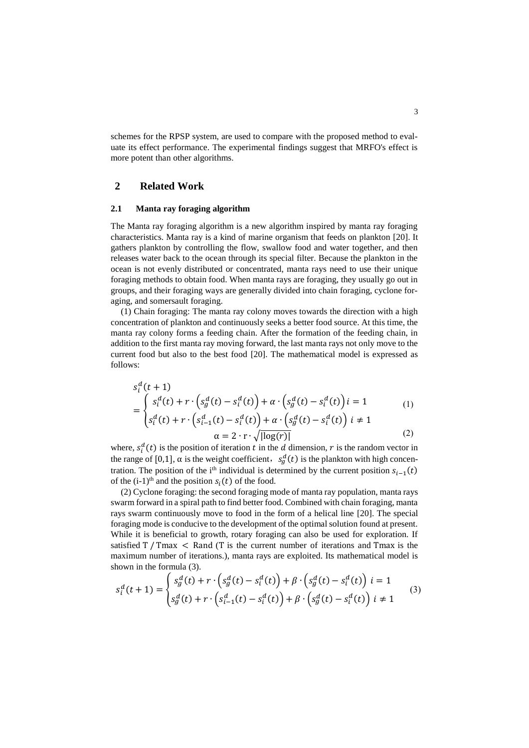schemes for the RPSP system, are used to compare with the proposed method to evaluate its effect performance. The experimental findings suggest that MRFO's effect is more potent than other algorithms.

## 2 Related Work

### 2.1 Manta ray foraging algorithm

The Manta ray foraging algorithm is a new algorithm inspired by manta ray foraging characteristics. Manta ray is a kind of marine organism that feeds on plankton [20]. It gathers plankton by controlling the flow, swallow food and water together, and then releases water back to the ocean through its special filter. Because the plankton in the ocean is not evenly distributed or concentrated, manta rays need to use their unique foraging methods to obtain food. When manta rays are foraging, they usually go out in groups, and their foraging ways are generally divided into chain foraging, cyclone foraging, and somersault foraging.

(1) Chain foraging: The manta ray colony moves towards the direction with a high concentration of plankton and continuously seeks a better food source. At this time, the manta ray colony forms a feeding chain. After the formation of the feeding chain, in addition to the first manta ray moving forward, the last manta rays not only move to the current food but also to the best food [20]. The mathematical model is expressed as follows:

$$
s_i^d(t+1) = \begin{cases} s_i^d(t) + r \cdot \left(s_g^d(t) - s_i^d(t)\right) + \alpha \cdot \left(s_g^d(t) - s_i^d(t)\right) i = 1 \\ s_i^d(t) + r \cdot \left(s_{i-1}^d(t) - s_i^d(t)\right) + \alpha \cdot \left(s_g^d(t) - s_i^d(t)\right) \ i \neq 1 \end{cases} \tag{1}
$$

$$
\alpha = 2 \cdot r \cdot \sqrt{|\log(r)|} \tag{2}
$$

where, $s_i^d(t)$ is the position of iteration $t$ in the $d$ dimension, $r$ is the random vector in the range of [0,1], α is the weight coefficient, $s_g^d(t)$ is the plankton with high concentration. The position of the i[th] individual is determined by the current position $s_{i-1}(t)$ of the (i-1)[th] and the position $s_i(t)$ of the food.

(2) Cyclone foraging: the second foraging mode of manta ray population, manta rays swarm forward in a spiral path to find better food. Combined with chain foraging, manta rays swarm continuously move to food in the form of a helical line [20]. The special foraging mode is conducive to the development of the optimal solution found at present. While it is beneficial to growth, rotary foraging can also be used for exploration. If satisfied $\mathrm{T} / \mathrm{Tmax} < \mathrm{Rand}$ (T is the current number of iterations and Tmax is the maximum number of iterations.), manta rays are exploited. Its mathematical model is shown in the formula (3).

$$
s_i^d(t+1) = \begin{cases} s_g^d(t) + r \cdot \left(s_g^d(t) - s_i^d(t)\right) + \beta \cdot \left(s_g^d(t) - s_i^d(t)\right) \ i = 1 \\ s_g^d(t) + r \cdot \left(s_{i-1}^d(t) - s_i^d(t)\right) + \beta \cdot \left(s_g^d(t) - s_i^d(t)\right) \ i \neq 1 \end{cases} \tag{3}
$$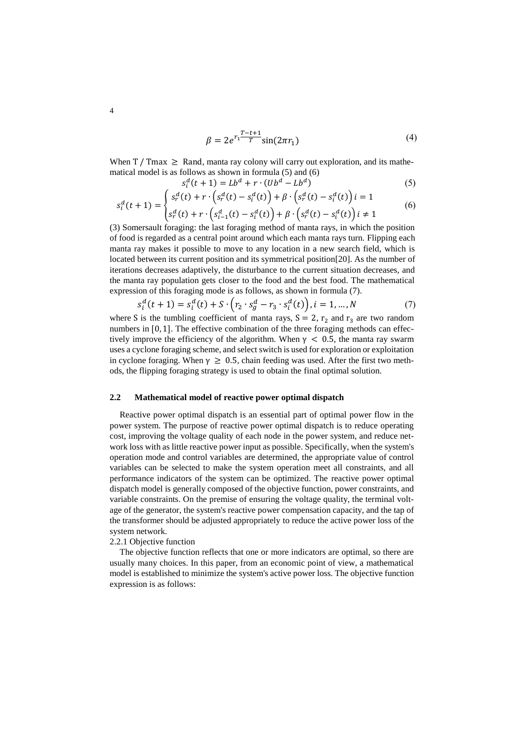$$\beta = 2e^{r_1\frac{T-t+1}{T}}\sin(2\pi r_1) \tag{4}$$

When $T / \text{Tmax} \geq$ Rand, manta ray colony will carry out exploration, and its mathematical model is as follows as shown in formula (5) and (6)

$$s_i^d(t+1) = Lb^d + r \cdot (Ub^d - Lb^d) \tag{5}$$

$$s_i^d(t+1) = \begin{cases} s_r^d(t) + r \cdot \left(s_r^d(t) - s_i^d(t)\right) + \beta \cdot \left(s_r^d(t) - s_i^d(t)\right) i = 1 \\ s_r^d(t) + r \cdot \left(s_{i-1}^d(t) - s_i^d(t)\right) + \beta \cdot \left(s_r^d(t) - s_i^d(t)\right) i \neq 1 \end{cases} \tag{6}$$

(3) Somersault foraging: the last foraging method of manta rays, in which the position of food is regarded as a central point around which each manta rays turn. Flipping each manta ray makes it possible to move to any location in a new search field, which is located between its current position and its symmetrical position[20]. As the number of iterations decreases adaptively, the disturbance to the current situation decreases, and the manta ray population gets closer to the food and the best food. The mathematical expression of this foraging mode is as follows, as shown in formula (7).

$$s_i^d(t+1) = s_i^d(t) + S \cdot \left(r_2 \cdot s_g^d - r_3 \cdot s_i^d(t)\right), i = 1, \ldots, N \tag{7}$$

where S is the tumbling coefficient of manta rays, $S = 2$, $r_2$ and $r_3$ are two random numbers in $[0, 1]$. The effective combination of the three foraging methods can effectively improve the efficiency of the algorithm. When $\gamma < 0.5$, the manta ray swarm uses a cyclone foraging scheme, and select switch is used for exploration or exploitation in cyclone foraging. When $\gamma \geq 0.5$, chain feeding was used. After the first two methods, the flipping foraging strategy is used to obtain the final optimal solution.

### 2.2 Mathematical model of reactive power optimal dispatch

Reactive power optimal dispatch is an essential part of optimal power flow in the power system. The purpose of reactive power optimal dispatch is to reduce operating cost, improving the voltage quality of each node in the power system, and reduce network loss with as little reactive power input as possible. Specifically, when the system's operation mode and control variables are determined, the appropriate value of control variables can be selected to make the system operation meet all constraints, and all performance indicators of the system can be optimized. The reactive power optimal dispatch model is generally composed of the objective function, power constraints, and variable constraints. On the premise of ensuring the voltage quality, the terminal voltage of the generator, the system's reactive power compensation capacity, and the tap of the transformer should be adjusted appropriately to reduce the active power loss of the system network.

2.2.1 Objective function

The objective function reflects that one or more indicators are optimal, so there are usually many choices. In this paper, from an economic point of view, a mathematical model is established to minimize the system's active power loss. The objective function expression is as follows: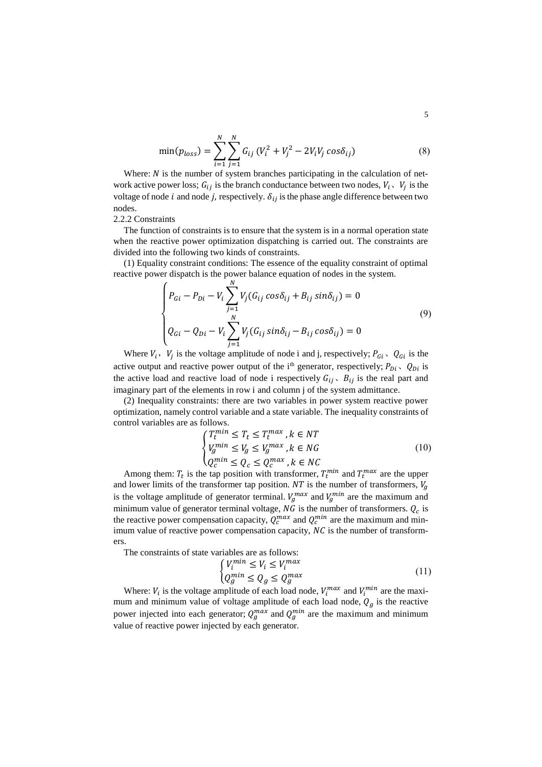$$\min(p_{loss}) = \sum_{i=1}^{N}\sum_{j=1}^{N} G_{ij}\,(V_i^2 + V_j^2 - 2V_iV_j\,cos\delta_{ij}) \tag{8}$$

Where: $N$ is the number of system branches participating in the calculation of network active power loss; $G_{ij}$ is the branch conductance between two nodes, $V_i$、$V_j$ is the voltage of node $i$ and node $j$, respectively. $\delta_{ij}$ is the phase angle difference between two nodes.

2.2.2 Constraints

The function of constraints is to ensure that the system is in a normal operation state when the reactive power optimization dispatching is carried out. The constraints are divided into the following two kinds of constraints.

(1) Equality constraint conditions: The essence of the equality constraint of optimal reactive power dispatch is the power balance equation of nodes in the system.

$$\begin{cases} P_{Gi} - P_{Di} - V_i \sum_{j=1}^{N} V_j (G_{ij}\,cos\delta_{ij} + B_{ij}\,sin\delta_{ij}) = 0 \\ Q_{Gi} - Q_{Di} - V_i \sum_{j=1}^{N} V_j (G_{ij}\,sin\delta_{ij} - B_{ij}\,cos\delta_{ij}) = 0 \end{cases} \tag{9}$$

Where $V_i$, $V_j$ is the voltage amplitude of node i and j, respectively; $P_{Gi}$、$Q_{Gi}$ is the active output and reactive power output of the i[th] generator, respectively; $P_{Di}$、$Q_{Di}$ is the active load and reactive load of node i respectively $G_{ij}$、$B_{ij}$ is the real part and imaginary part of the elements in row i and column j of the system admittance.

(2) Inequality constraints: there are two variables in power system reactive power optimization, namely control variable and a state variable. The inequality constraints of control variables are as follows.

$$\begin{cases} T_t^{min} \le T_t \le T_t^{max}\,, k \in NT \\ V_g^{min} \le V_g \le V_g^{max}\,, k \in NG \\ Q_c^{min} \le Q_c \le Q_c^{max}\,, k \in NC \end{cases} \tag{10}$$

Among them: $T_t$ is the tap position with transformer, $T_t^{min}$ and $T_t^{max}$ are the upper and lower limits of the transformer tap position. $NT$ is the number of transformers, $V_g$ is the voltage amplitude of generator terminal. $V_g^{max}$ and $V_g^{min}$ are the maximum and minimum value of generator terminal voltage, $NG$ is the number of transformers. $Q_c$ is the reactive power compensation capacity, $Q_c^{max}$ and $Q_c^{min}$ are the maximum and minimum value of reactive power compensation capacity, $NC$ is the number of transformers.

The constraints of state variables are as follows:

$$\begin{cases} V_i^{min} \le V_i \le V_i^{max} \\ Q_g^{min} \le Q_g \le Q_g^{max} \end{cases} \tag{11}$$

Where: $V_i$ is the voltage amplitude of each load node, $V_i^{max}$ and $V_i^{min}$ are the maximum and minimum value of voltage amplitude of each load node, $Q_g$ is the reactive power injected into each generator; $Q_g^{max}$ and $Q_g^{min}$ are the maximum and minimum value of reactive power injected by each generator.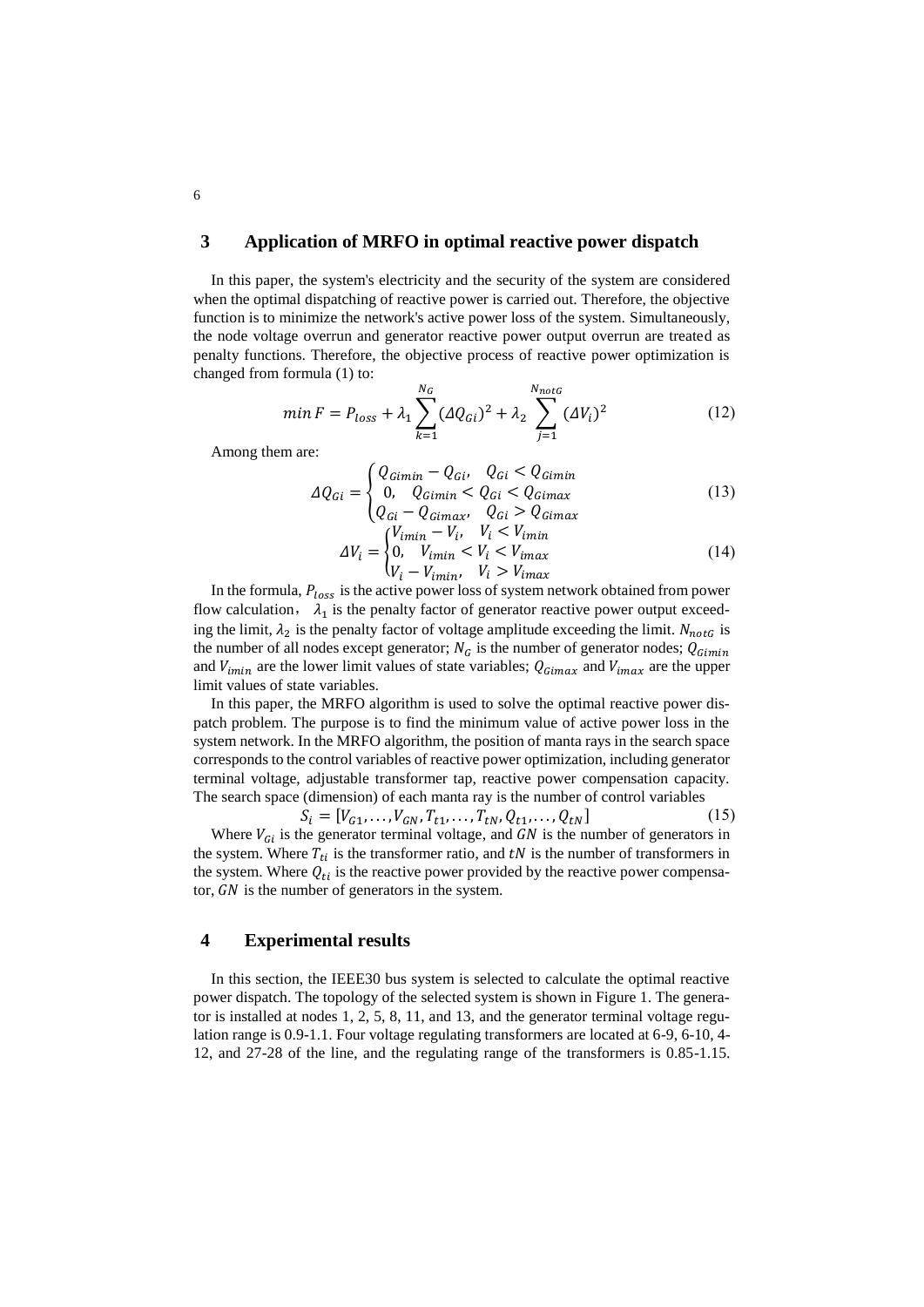## 3 Application of MRFO in optimal reactive power dispatch

In this paper, the system's electricity and the security of the system are considered when the optimal dispatching of reactive power is carried out. Therefore, the objective function is to minimize the network's active power loss of the system. Simultaneously, the node voltage overrun and generator reactive power output overrun are treated as penalty functions. Therefore, the objective process of reactive power optimization is changed from formula (1) to:

$$min\,F = P_{loss} + \lambda_1 \sum_{k=1}^{N_G} (\Delta Q_{Gi})^2 + \lambda_2 \sum_{j=1}^{N_{notG}} (\Delta V_i)^2 \tag{12}$$

Among them are:

$$\Delta Q_{Gi} = \begin{cases} Q_{Gimin} - Q_{Gi}, & Q_{Gi} < Q_{Gimin} \\ 0, & Q_{Gimin} < Q_{Gi} < Q_{Gimax} \\ Q_{Gi} - Q_{Gimax}, & Q_{Gi} > Q_{Gimax} \end{cases} \tag{13}$$

$$\Delta V_i = \begin{cases} V_{imin} - V_i, & V_i < V_{imin} \\ 0, & V_{imin} < V_i < V_{imax} \\ V_i - V_{imin}, & V_i > V_{imax} \end{cases} \tag{14}$$

In the formula, $P_{loss}$ is the active power loss of system network obtained from power flow calculation, $\lambda_1$ is the penalty factor of generator reactive power output exceeding the limit, $\lambda_2$ is the penalty factor of voltage amplitude exceeding the limit. $N_{notG}$ is the number of all nodes except generator; $N_G$ is the number of generator nodes; $Q_{Gimin}$ and $V_{imin}$ are the lower limit values of state variables; $Q_{Gimax}$ and $V_{imax}$ are the upper limit values of state variables.

In this paper, the MRFO algorithm is used to solve the optimal reactive power dispatch problem. The purpose is to find the minimum value of active power loss in the system network. In the MRFO algorithm, the position of manta rays in the search space corresponds to the control variables of reactive power optimization, including generator terminal voltage, adjustable transformer tap, reactive power compensation capacity. The search space (dimension) of each manta ray is the number of control variables

$$S_i = [V_{G1}, \ldots, V_{GN}, T_{t1}, \ldots, T_{tN}, Q_{t1}, \ldots, Q_{tN}] \tag{15}$$

Where $V_{Gi}$ is the generator terminal voltage, and $GN$ is the number of generators in the system. Where $T_{ti}$ is the transformer ratio, and $tN$ is the number of transformers in the system. Where $Q_{ti}$ is the reactive power provided by the reactive power compensator, $GN$ is the number of generators in the system.

## 4 Experimental results

In this section, the IEEE30 bus system is selected to calculate the optimal reactive power dispatch. The topology of the selected system is shown in Figure 1. The generator is installed at nodes 1, 2, 5, 8, 11, and 13, and the generator terminal voltage regulation range is 0.9-1.1. Four voltage regulating transformers are located at 6-9, 6-10, 4-12, and 27-28 of the line, and the regulating range of the transformers is 0.85-1.15.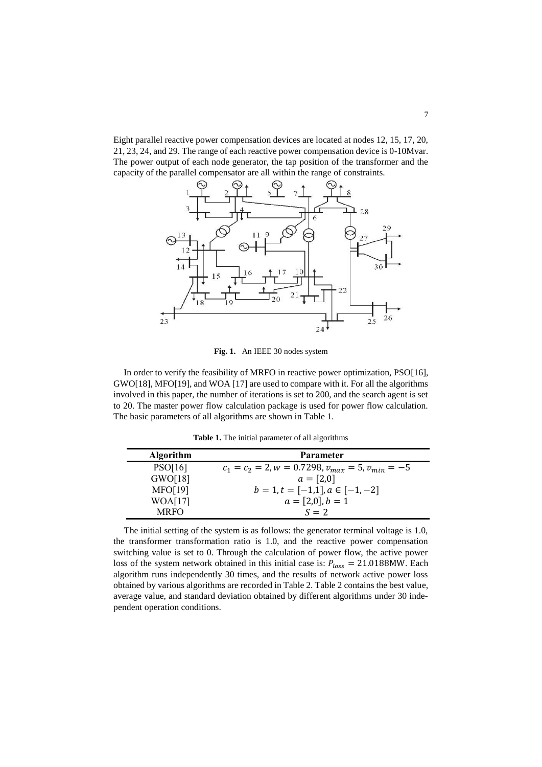Eight parallel reactive power compensation devices are located at nodes 12, 15, 17, 20, 21, 23, 24, and 29. The range of each reactive power compensation device is 0-10Mvar. The power output of each node generator, the tap position of the transformer and the capacity of the parallel compensator are all within the range of constraints.

**Fig. 1.** An IEEE 30 nodes system

In order to verify the feasibility of MRFO in reactive power optimization, PSO[16], GWO[18], MFO[19], and WOA [17] are used to compare with it. For all the algorithms involved in this paper, the number of iterations is set to 200, and the search agent is set to 20. The master power flow calculation package is used for power flow calculation. The basic parameters of all algorithms are shown in Table 1.

**Table 1.** The initial parameter of all algorithms

| Algorithm | Parameter |
|---|---|
| PSO[16] | $c_1 = c_2 = 2, w = 0.7298, v_{max} = 5, v_{min} = -5$ |
| GWO[18] | $a = [2,0]$ |
| MFO[19] | $b = 1, t = [-1,1], a \in [-1, -2]$ |
| WOA[17] | $a = [2,0], b = 1$ |
| MRFO | $S = 2$ |

The initial setting of the system is as follows: the generator terminal voltage is 1.0, the transformer transformation ratio is 1.0, and the reactive power compensation switching value is set to 0. Through the calculation of power flow, the active power loss of the system network obtained in this initial case is: $P_{loss} = 21.0188$MW. Each algorithm runs independently 30 times, and the results of network active power loss obtained by various algorithms are recorded in Table 2. Table 2 contains the best value, average value, and standard deviation obtained by different algorithms under 30 independent operation conditions.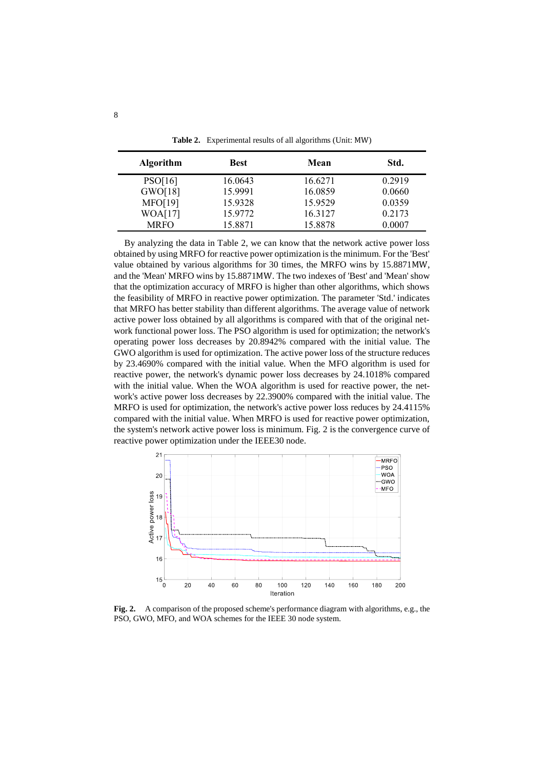**Table 2.** Experimental results of all algorithms (Unit: MW)

| Algorithm | Best | Mean | Std. |
|---|---|---|---|
| PSO[16] | 16.0643 | 16.6271 | 0.2919 |
| GWO[18] | 15.9991 | 16.0859 | 0.0660 |
| MFO[19] | 15.9328 | 15.9529 | 0.0359 |
| WOA[17] | 15.9772 | 16.3127 | 0.2173 |
| MRFO | 15.8871 | 15.8878 | 0.0007 |

By analyzing the data in Table 2, we can know that the network active power loss obtained by using MRFO for reactive power optimization is the minimum. For the 'Best' value obtained by various algorithms for 30 times, the MRFO wins by 15.8871MW, and the 'Mean' MRFO wins by 15.8871MW. The two indexes of 'Best' and 'Mean' show that the optimization accuracy of MRFO is higher than other algorithms, which shows the feasibility of MRFO in reactive power optimization. The parameter 'Std.' indicates that MRFO has better stability than different algorithms. The average value of network active power loss obtained by all algorithms is compared with that of the original network functional power loss. The PSO algorithm is used for optimization; the network's operating power loss decreases by 20.8942% compared with the initial value. The GWO algorithm is used for optimization. The active power loss of the structure reduces by 23.4690% compared with the initial value. When the MFO algorithm is used for reactive power, the network's dynamic power loss decreases by 24.1018% compared with the initial value. When the WOA algorithm is used for reactive power, the network's active power loss decreases by 22.3900% compared with the initial value. The MRFO is used for optimization, the network's active power loss reduces by 24.4115% compared with the initial value. When MRFO is used for reactive power optimization, the system's network active power loss is minimum. Fig. 2 is the convergence curve of reactive power optimization under the IEEE30 node.

**Fig. 2.** A comparison of the proposed scheme's performance diagram with algorithms, e.g., the PSO, GWO, MFO, and WOA schemes for the IEEE 30 node system.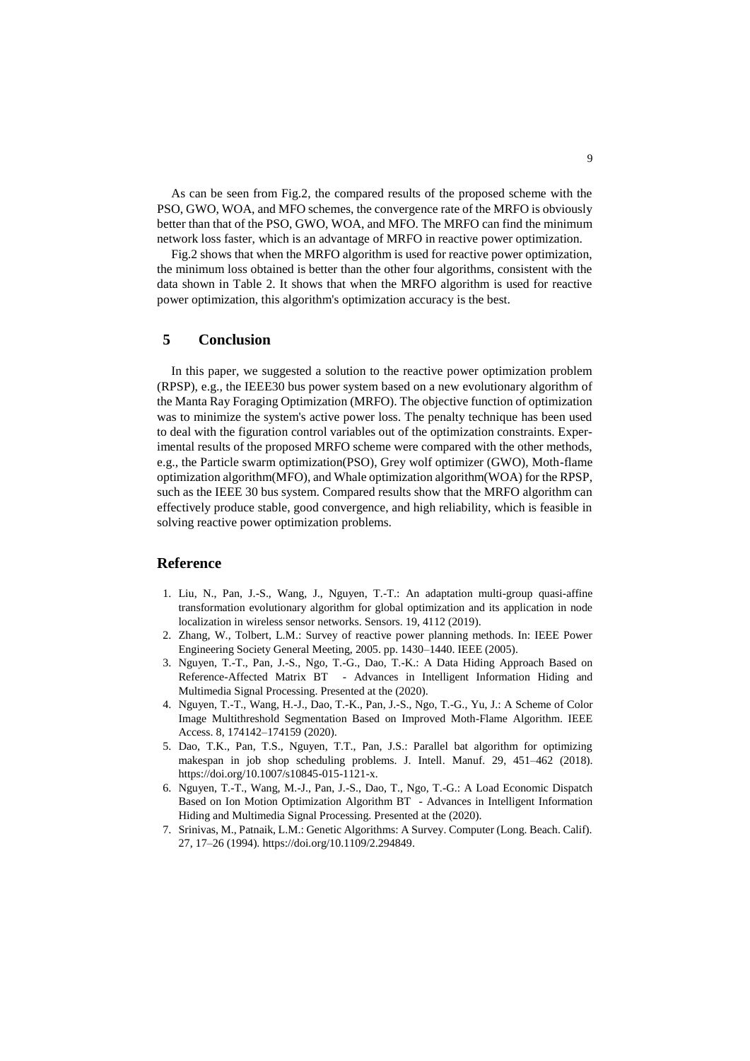As can be seen from Fig.2, the compared results of the proposed scheme with the PSO, GWO, WOA, and MFO schemes, the convergence rate of the MRFO is obviously better than that of the PSO, GWO, WOA, and MFO. The MRFO can find the minimum network loss faster, which is an advantage of MRFO in reactive power optimization.

Fig.2 shows that when the MRFO algorithm is used for reactive power optimization, the minimum loss obtained is better than the other four algorithms, consistent with the data shown in Table 2. It shows that when the MRFO algorithm is used for reactive power optimization, this algorithm's optimization accuracy is the best.

## 5 Conclusion

In this paper, we suggested a solution to the reactive power optimization problem (RPSP), e.g., the IEEE30 bus power system based on a new evolutionary algorithm of the Manta Ray Foraging Optimization (MRFO). The objective function of optimization was to minimize the system's active power loss. The penalty technique has been used to deal with the figuration control variables out of the optimization constraints. Experimental results of the proposed MRFO scheme were compared with the other methods, e.g., the Particle swarm optimization(PSO), Grey wolf optimizer (GWO), Moth-flame optimization algorithm(MFO), and Whale optimization algorithm(WOA) for the RPSP, such as the IEEE 30 bus system. Compared results show that the MRFO algorithm can effectively produce stable, good convergence, and high reliability, which is feasible in solving reactive power optimization problems.

## Reference

1. Liu, N., Pan, J.-S., Wang, J., Nguyen, T.-T.: An adaptation multi-group quasi-affine transformation evolutionary algorithm for global optimization and its application in node localization in wireless sensor networks. Sensors. 19, 4112 (2019).
2. Zhang, W., Tolbert, L.M.: Survey of reactive power planning methods. In: IEEE Power Engineering Society General Meeting, 2005. pp. 1430–1440. IEEE (2005).
3. Nguyen, T.-T., Pan, J.-S., Ngo, T.-G., Dao, T.-K.: A Data Hiding Approach Based on Reference-Affected Matrix BT - Advances in Intelligent Information Hiding and Multimedia Signal Processing. Presented at the (2020).
4. Nguyen, T.-T., Wang, H.-J., Dao, T.-K., Pan, J.-S., Ngo, T.-G., Yu, J.: A Scheme of Color Image Multithreshold Segmentation Based on Improved Moth-Flame Algorithm. IEEE Access. 8, 174142–174159 (2020).
5. Dao, T.K., Pan, T.S., Nguyen, T.T., Pan, J.S.: Parallel bat algorithm for optimizing makespan in job shop scheduling problems. J. Intell. Manuf. 29, 451–462 (2018). https://doi.org/10.1007/s10845-015-1121-x.
6. Nguyen, T.-T., Wang, M.-J., Pan, J.-S., Dao, T., Ngo, T.-G.: A Load Economic Dispatch Based on Ion Motion Optimization Algorithm BT - Advances in Intelligent Information Hiding and Multimedia Signal Processing. Presented at the (2020).
7. Srinivas, M., Patnaik, L.M.: Genetic Algorithms: A Survey. Computer (Long. Beach. Calif). 27, 17–26 (1994). https://doi.org/10.1109/2.294849.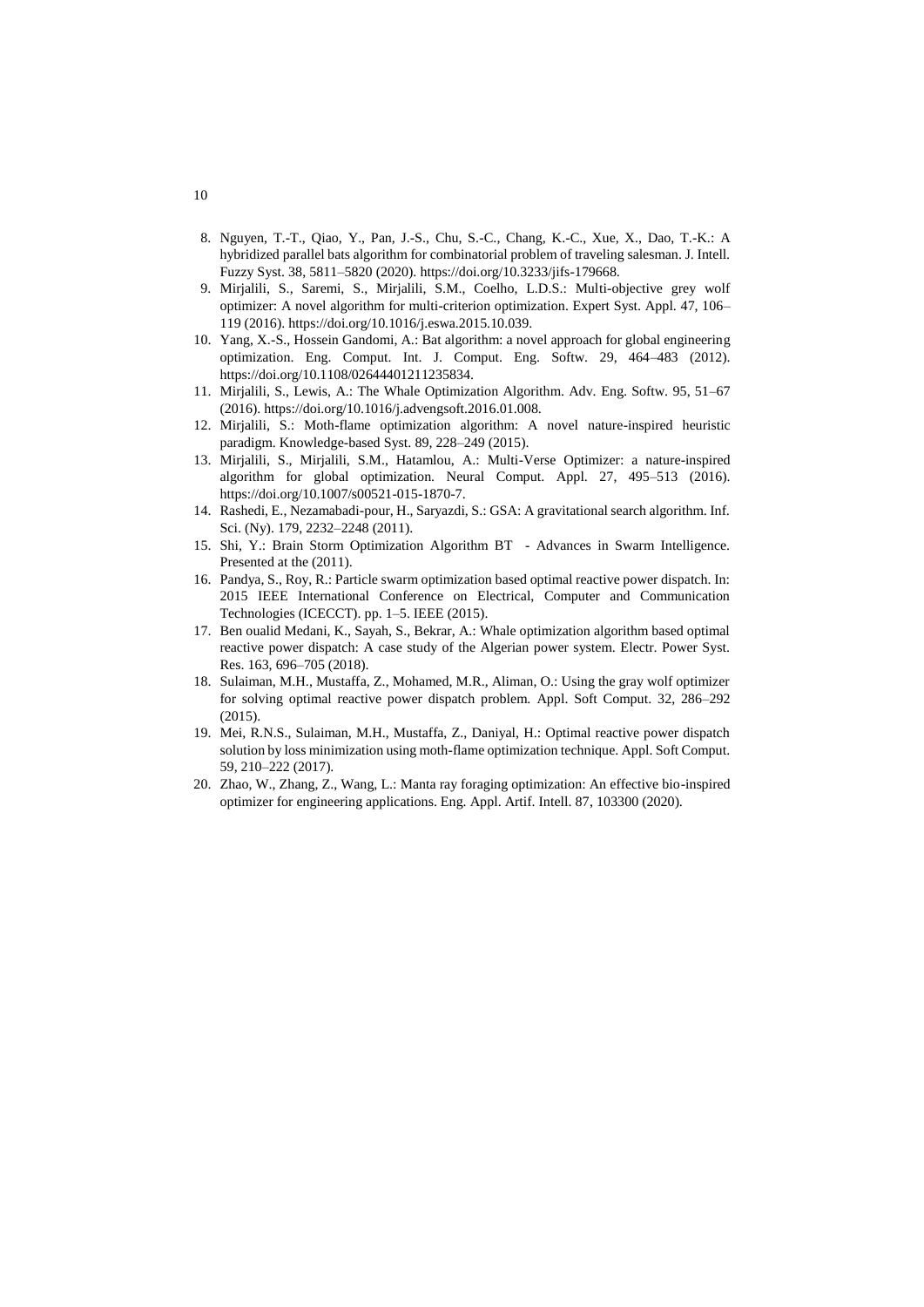8. Nguyen, T.-T., Qiao, Y., Pan, J.-S., Chu, S.-C., Chang, K.-C., Xue, X., Dao, T.-K.: A hybridized parallel bats algorithm for combinatorial problem of traveling salesman. J. Intell. Fuzzy Syst. 38, 5811–5820 (2020). https://doi.org/10.3233/jifs-179668.
9. Mirjalili, S., Saremi, S., Mirjalili, S.M., Coelho, L.D.S.: Multi-objective grey wolf optimizer: A novel algorithm for multi-criterion optimization. Expert Syst. Appl. 47, 106–119 (2016). https://doi.org/10.1016/j.eswa.2015.10.039.
10. Yang, X.-S., Hossein Gandomi, A.: Bat algorithm: a novel approach for global engineering optimization. Eng. Comput. Int. J. Comput. Eng. Softw. 29, 464–483 (2012). https://doi.org/10.1108/02644401211235834.
11. Mirjalili, S., Lewis, A.: The Whale Optimization Algorithm. Adv. Eng. Softw. 95, 51–67 (2016). https://doi.org/10.1016/j.advengsoft.2016.01.008.
12. Mirjalili, S.: Moth-flame optimization algorithm: A novel nature-inspired heuristic paradigm. Knowledge-based Syst. 89, 228–249 (2015).
13. Mirjalili, S., Mirjalili, S.M., Hatamlou, A.: Multi-Verse Optimizer: a nature-inspired algorithm for global optimization. Neural Comput. Appl. 27, 495–513 (2016). https://doi.org/10.1007/s00521-015-1870-7.
14. Rashedi, E., Nezamabadi-pour, H., Saryazdi, S.: GSA: A gravitational search algorithm. Inf. Sci. (Ny). 179, 2232–2248 (2011).
15. Shi, Y.: Brain Storm Optimization Algorithm BT - Advances in Swarm Intelligence. Presented at the (2011).
16. Pandya, S., Roy, R.: Particle swarm optimization based optimal reactive power dispatch. In: 2015 IEEE International Conference on Electrical, Computer and Communication Technologies (ICECCT). pp. 1–5. IEEE (2015).
17. Ben oualid Medani, K., Sayah, S., Bekrar, A.: Whale optimization algorithm based optimal reactive power dispatch: A case study of the Algerian power system. Electr. Power Syst. Res. 163, 696–705 (2018).
18. Sulaiman, M.H., Mustaffa, Z., Mohamed, M.R., Aliman, O.: Using the gray wolf optimizer for solving optimal reactive power dispatch problem. Appl. Soft Comput. 32, 286–292 (2015).
19. Mei, R.N.S., Sulaiman, M.H., Mustaffa, Z., Daniyal, H.: Optimal reactive power dispatch solution by loss minimization using moth-flame optimization technique. Appl. Soft Comput. 59, 210–222 (2017).
20. Zhao, W., Zhang, Z., Wang, L.: Manta ray foraging optimization: An effective bio-inspired optimizer for engineering applications. Eng. Appl. Artif. Intell. 87, 103300 (2020).